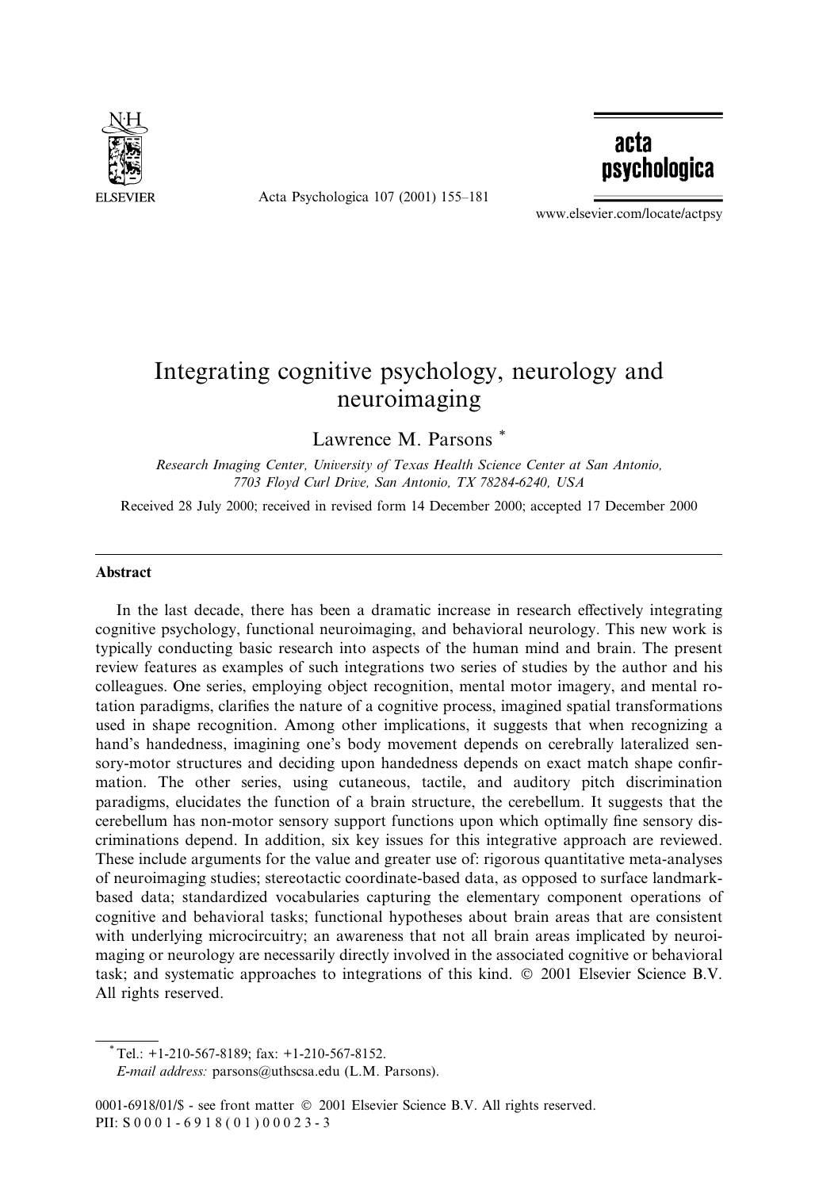# Integrating cognitive psychology, neurology and neuroimaging

Lawrence M. Parsons *

*Research Imaging Center, University of Texas Health Science Center at San Antonio, 7703 Floyd Curl Drive, San Antonio, TX 78284-6240, USA*

Received 28 July 2000; received in revised form 14 December 2000; accepted 17 December 2000

## Abstract

In the last decade, there has been a dramatic increase in research effectively integrating cognitive psychology, functional neuroimaging, and behavioral neurology. This new work is typically conducting basic research into aspects of the human mind and brain. The present review features as examples of such integrations two series of studies by the author and his colleagues. One series, employing object recognition, mental motor imagery, and mental rotation paradigms, clarifies the nature of a cognitive process, imagined spatial transformations used in shape recognition. Among other implications, it suggests that when recognizing a hand's handedness, imagining one's body movement depends on cerebrally lateralized sensory-motor structures and deciding upon handedness depends on exact match shape confirmation. The other series, using cutaneous, tactile, and auditory pitch discrimination paradigms, elucidates the function of a brain structure, the cerebellum. It suggests that the cerebellum has non-motor sensory support functions upon which optimally fine sensory discriminations depend. In addition, six key issues for this integrative approach are reviewed. These include arguments for the value and greater use of: rigorous quantitative meta-analyses of neuroimaging studies; stereotactic coordinate-based data, as opposed to surface landmark-based data; standardized vocabularies capturing the elementary component operations of cognitive and behavioral tasks; functional hypotheses about brain areas that are consistent with underlying microcircuitry; an awareness that not all brain areas implicated by neuroimaging or neurology are necessarily directly involved in the associated cognitive or behavioral task; and systematic approaches to integrations of this kind. © 2001 Elsevier Science B.V. All rights reserved.

---

* Tel.: +1-210-567-8189; fax: +1-210-567-8152.
*E-mail address:* parsons@uthscsa.edu (L.M. Parsons).

0001-6918/01/$ - see front matter © 2001 Elsevier Science B.V. All rights reserved.
PII: S0001-6918(01)00023-3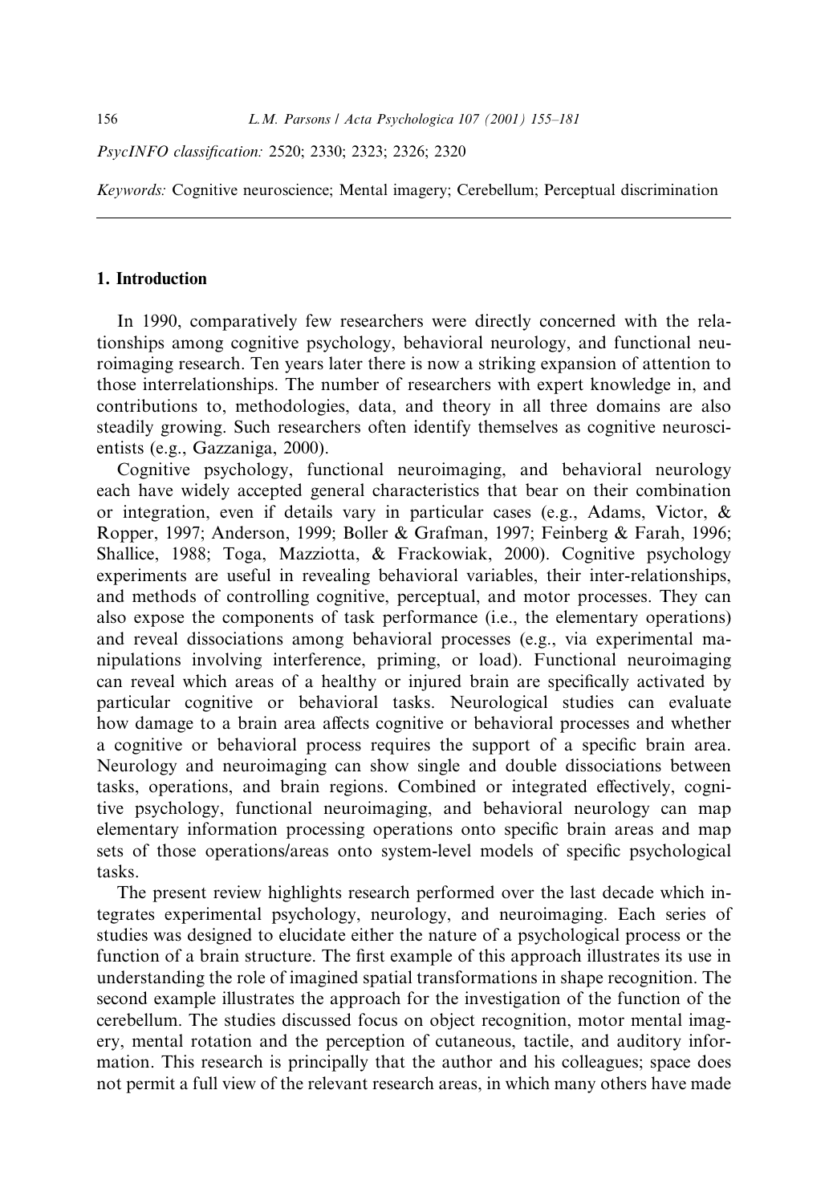*PsycINFO classification:* 2520; 2330; 2323; 2326; 2320

*Keywords:* Cognitive neuroscience; Mental imagery; Cerebellum; Perceptual discrimination

## 1. Introduction

In 1990, comparatively few researchers were directly concerned with the relationships among cognitive psychology, behavioral neurology, and functional neuroimaging research. Ten years later there is now a striking expansion of attention to those interrelationships. The number of researchers with expert knowledge in, and contributions to, methodologies, data, and theory in all three domains are also steadily growing. Such researchers often identify themselves as cognitive neuroscientists (e.g., Gazzaniga, 2000).

Cognitive psychology, functional neuroimaging, and behavioral neurology each have widely accepted general characteristics that bear on their combination or integration, even if details vary in particular cases (e.g., Adams, Victor, & Ropper, 1997; Anderson, 1999; Boller & Grafman, 1997; Feinberg & Farah, 1996; Shallice, 1988; Toga, Mazziotta, & Frackowiak, 2000). Cognitive psychology experiments are useful in revealing behavioral variables, their inter-relationships, and methods of controlling cognitive, perceptual, and motor processes. They can also expose the components of task performance (i.e., the elementary operations) and reveal dissociations among behavioral processes (e.g., via experimental manipulations involving interference, priming, or load). Functional neuroimaging can reveal which areas of a healthy or injured brain are specifically activated by particular cognitive or behavioral tasks. Neurological studies can evaluate how damage to a brain area affects cognitive or behavioral processes and whether a cognitive or behavioral process requires the support of a specific brain area. Neurology and neuroimaging can show single and double dissociations between tasks, operations, and brain regions. Combined or integrated effectively, cognitive psychology, functional neuroimaging, and behavioral neurology can map elementary information processing operations onto specific brain areas and map sets of those operations/areas onto system-level models of specific psychological tasks.

The present review highlights research performed over the last decade which integrates experimental psychology, neurology, and neuroimaging. Each series of studies was designed to elucidate either the nature of a psychological process or the function of a brain structure. The first example of this approach illustrates its use in understanding the role of imagined spatial transformations in shape recognition. The second example illustrates the approach for the investigation of the function of the cerebellum. The studies discussed focus on object recognition, motor mental imagery, mental rotation and the perception of cutaneous, tactile, and auditory information. This research is principally that the author and his colleagues; space does not permit a full view of the relevant research areas, in which many others have made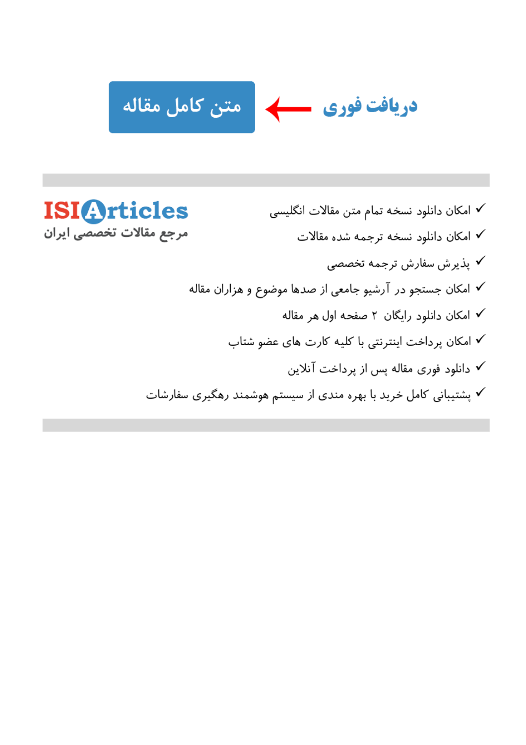دریافت فوری ← متن کامل مقاله

**ISIArticles**
مرجع مقالات تخصصی ایران

- ✓ امکان دانلود نسخه تمام متن مقالات انگلیسی
- ✓ امکان دانلود نسخه ترجمه شده مقالات
- ✓ پذیرش سفارش ترجمه تخصصی
- ✓ امکان جستجو در آرشیو جامعی از صدها موضوع و هزاران مقاله
- ✓ امکان دانلود رایگان ۲ صفحه اول هر مقاله
- ✓ امکان پرداخت اینترنتی با کلیه کارت های عضو شتاب
- ✓ دانلود فوری مقاله پس از پرداخت آنلاین
- ✓ پشتیبانی کامل خرید با بهره مندی از سیستم هوشمند رهگیری سفارشات